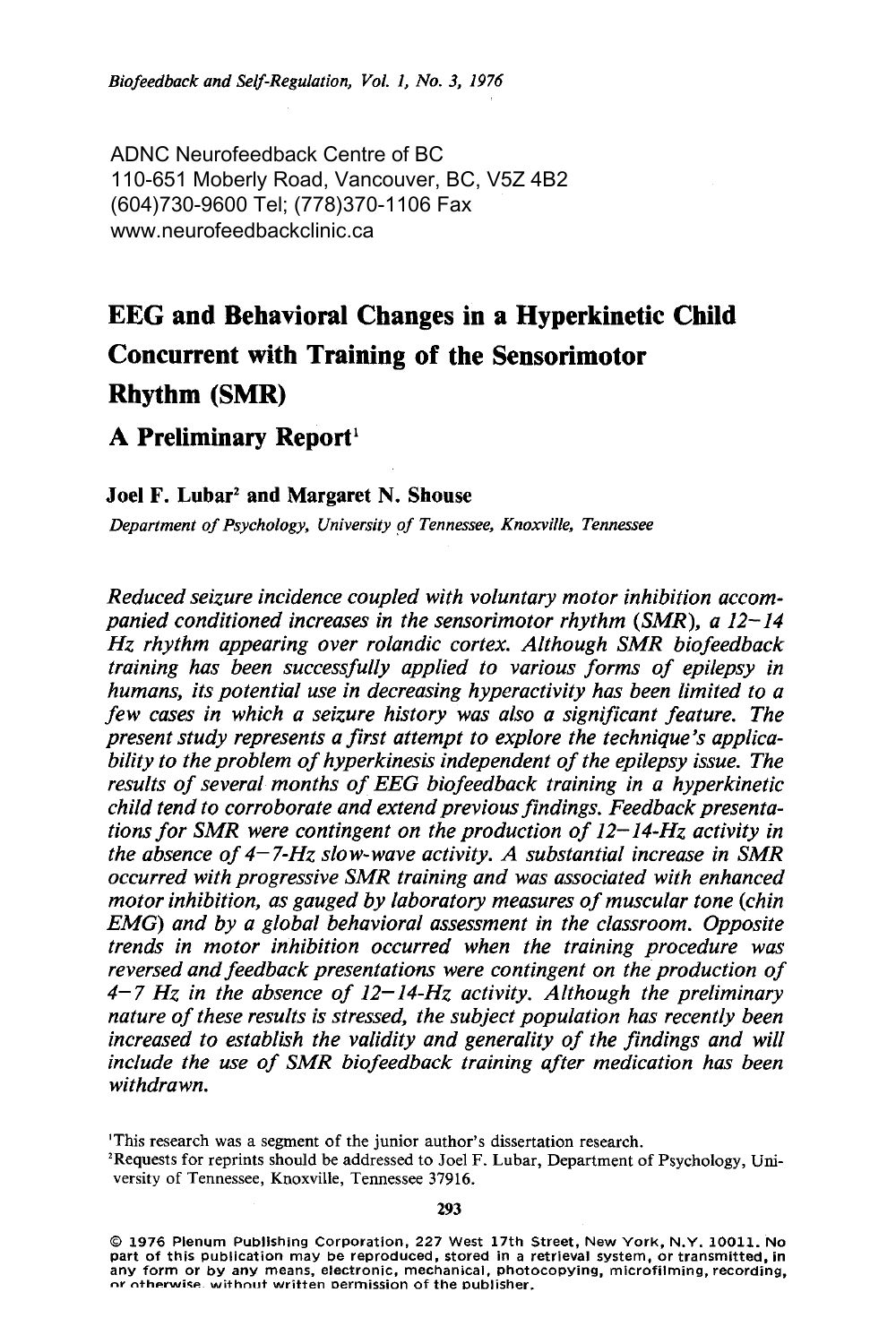ADNC Neurofeedback Centre of BC
110-651 Moberly Road, Vancouver, BC, V5Z 4B2
(604)730-9600 Tel; (778)370-1106 Fax
www.neurofeedbackclinic.ca

# EEG and Behavioral Changes in a Hyperkinetic Child Concurrent with Training of the Sensorimotor Rhythm (SMR)

## A Preliminary Report[1]

**Joel F. Lubar[2] and Margaret N. Shouse**

*Department of Psychology, University of Tennessee, Knoxville, Tennessee*

*Reduced seizure incidence coupled with voluntary motor inhibition accompanied conditioned increases in the sensorimotor rhythm (SMR), a 12–14 Hz rhythm appearing over rolandic cortex. Although SMR biofeedback training has been successfully applied to various forms of epilepsy in humans, its potential use in decreasing hyperactivity has been limited to a few cases in which a seizure history was also a significant feature. The present study represents a first attempt to explore the technique's applicability to the problem of hyperkinesis independent of the epilepsy issue. The results of several months of EEG biofeedback training in a hyperkinetic child tend to corroborate and extend previous findings. Feedback presentations for SMR were contingent on the production of 12–14-Hz activity in the absence of 4–7-Hz slow-wave activity. A substantial increase in SMR occurred with progressive SMR training and was associated with enhanced motor inhibition, as gauged by laboratory measures of muscular tone (chin EMG) and by a global behavioral assessment in the classroom. Opposite trends in motor inhibition occurred when the training procedure was reversed and feedback presentations were contingent on the production of 4–7 Hz in the absence of 12–14-Hz activity. Although the preliminary nature of these results is stressed, the subject population has recently been increased to establish the validity and generality of the findings and will include the use of SMR biofeedback training after medication has been withdrawn.*

[1]This research was a segment of the junior author's dissertation research.
[2]Requests for reprints should be addressed to Joel F. Lubar, Department of Psychology, University of Tennessee, Knoxville, Tennessee 37916.

© 1976 Plenum Publishing Corporation, 227 West 17th Street, New York, N.Y. 10011. No part of this publication may be reproduced, stored in a retrieval system, or transmitted, in any form or by any means, electronic, mechanical, photocopying, microfilming, recording, or otherwise, without written permission of the publisher.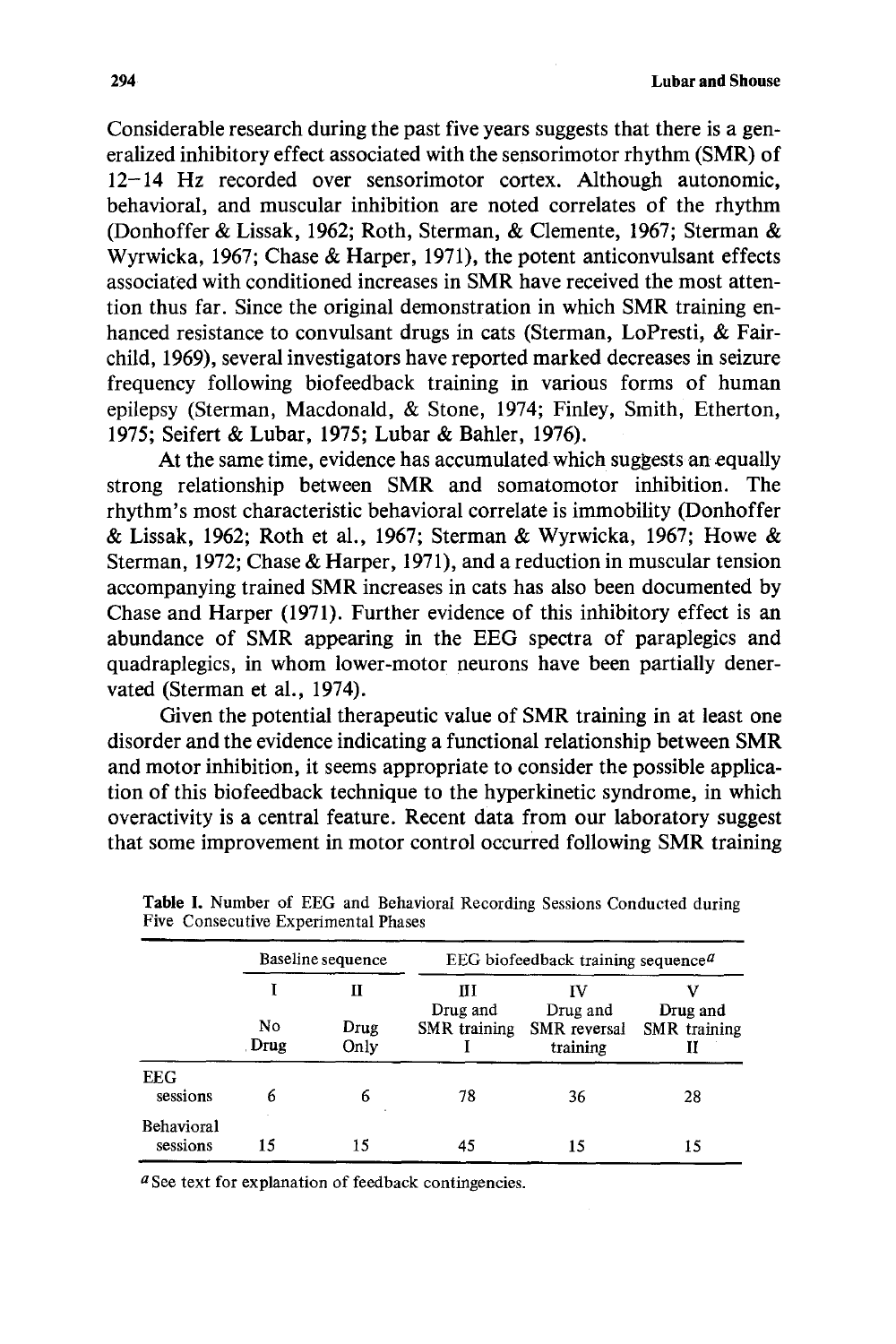Considerable research during the past five years suggests that there is a generalized inhibitory effect associated with the sensorimotor rhythm (SMR) of 12–14 Hz recorded over sensorimotor cortex. Although autonomic, behavioral, and muscular inhibition are noted correlates of the rhythm (Donhoffer & Lissak, 1962; Roth, Sterman, & Clemente, 1967; Sterman & Wyrwicka, 1967; Chase & Harper, 1971), the potent anticonvulsant effects associated with conditioned increases in SMR have received the most attention thus far. Since the original demonstration in which SMR training enhanced resistance to convulsant drugs in cats (Sterman, LoPresti, & Fairchild, 1969), several investigators have reported marked decreases in seizure frequency following biofeedback training in various forms of human epilepsy (Sterman, Macdonald, & Stone, 1974; Finley, Smith, Etherton, 1975; Seifert & Lubar, 1975; Lubar & Bahler, 1976).

At the same time, evidence has accumulated which suggests an equally strong relationship between SMR and somatomotor inhibition. The rhythm's most characteristic behavioral correlate is immobility (Donhoffer & Lissak, 1962; Roth et al., 1967; Sterman & Wyrwicka, 1967; Howe & Sterman, 1972; Chase & Harper, 1971), and a reduction in muscular tension accompanying trained SMR increases in cats has also been documented by Chase and Harper (1971). Further evidence of this inhibitory effect is an abundance of SMR appearing in the EEG spectra of paraplegics and quadraplegics, in whom lower-motor neurons have been partially denervated (Sterman et al., 1974).

Given the potential therapeutic value of SMR training in at least one disorder and the evidence indicating a functional relationship between SMR and motor inhibition, it seems appropriate to consider the possible application of this biofeedback technique to the hyperkinetic syndrome, in which overactivity is a central feature. Recent data from our laboratory suggest that some improvement in motor control occurred following SMR training

**Table I.** Number of EEG and Behavioral Recording Sessions Conducted during Five Consecutive Experimental Phases

| | Baseline sequence | | EEG biofeedback training sequence[a] | | |
|---|---|---|---|---|---|
| | I<br>No Drug | II<br>Drug Only | III<br>Drug and SMR training I | IV<br>Drug and SMR reversal training | V<br>Drug and SMR training II |
| EEG sessions | 6 | 6 | 78 | 36 | 28 |
| Behavioral sessions | 15 | 15 | 45 | 15 | 15 |

[a] See text for explanation of feedback contingencies.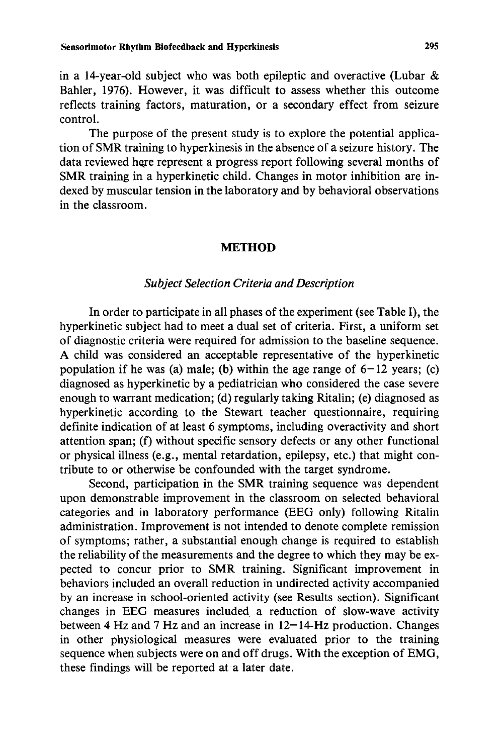in a 14-year-old subject who was both epileptic and overactive (Lubar & Bahler, 1976). However, it was difficult to assess whether this outcome reflects training factors, maturation, or a secondary effect from seizure control.

The purpose of the present study is to explore the potential application of SMR training to hyperkinesis in the absence of a seizure history. The data reviewed here represent a progress report following several months of SMR training in a hyperkinetic child. Changes in motor inhibition are indexed by muscular tension in the laboratory and by behavioral observations in the classroom.

## METHOD

### *Subject Selection Criteria and Description*

In order to participate in all phases of the experiment (see Table I), the hyperkinetic subject had to meet a dual set of criteria. First, a uniform set of diagnostic criteria were required for admission to the baseline sequence. A child was considered an acceptable representative of the hyperkinetic population if he was (a) male; (b) within the age range of 6–12 years; (c) diagnosed as hyperkinetic by a pediatrician who considered the case severe enough to warrant medication; (d) regularly taking Ritalin; (e) diagnosed as hyperkinetic according to the Stewart teacher questionnaire, requiring definite indication of at least 6 symptoms, including overactivity and short attention span; (f) without specific sensory defects or any other functional or physical illness (e.g., mental retardation, epilepsy, etc.) that might contribute to or otherwise be confounded with the target syndrome.

Second, participation in the SMR training sequence was dependent upon demonstrable improvement in the classroom on selected behavioral categories and in laboratory performance (EEG only) following Ritalin administration. Improvement is not intended to denote complete remission of symptoms; rather, a substantial enough change is required to establish the reliability of the measurements and the degree to which they may be expected to concur prior to SMR training. Significant improvement in behaviors included an overall reduction in undirected activity accompanied by an increase in school-oriented activity (see Results section). Significant changes in EEG measures included a reduction of slow-wave activity between 4 Hz and 7 Hz and an increase in 12–14-Hz production. Changes in other physiological measures were evaluated prior to the training sequence when subjects were on and off drugs. With the exception of EMG, these findings will be reported at a later date.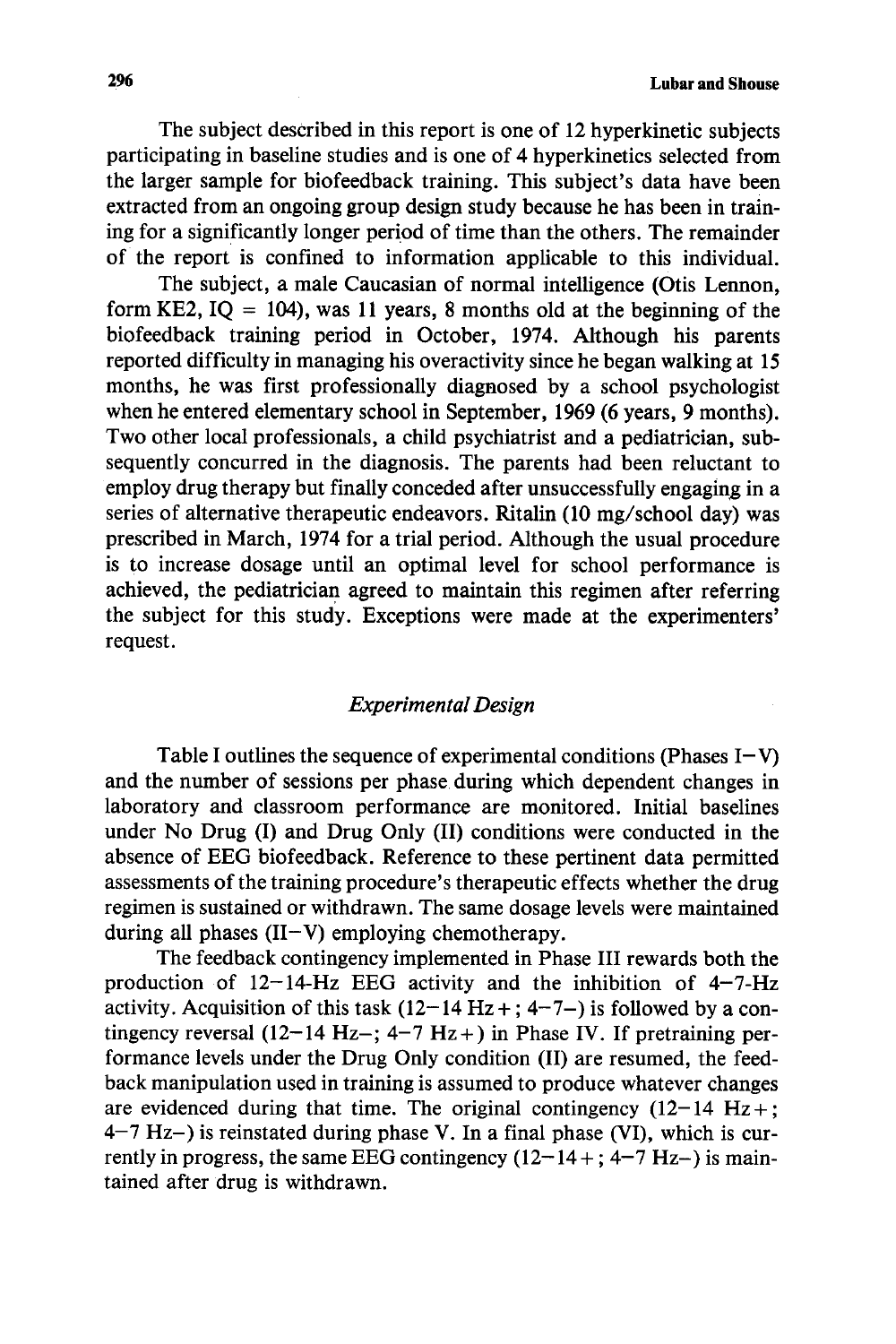The subject described in this report is one of 12 hyperkinetic subjects participating in baseline studies and is one of 4 hyperkinetics selected from the larger sample for biofeedback training. This subject's data have been extracted from an ongoing group design study because he has been in training for a significantly longer period of time than the others. The remainder of the report is confined to information applicable to this individual.

The subject, a male Caucasian of normal intelligence (Otis Lennon, form KE2, IQ = 104), was 11 years, 8 months old at the beginning of the biofeedback training period in October, 1974. Although his parents reported difficulty in managing his overactivity since he began walking at 15 months, he was first professionally diagnosed by a school psychologist when he entered elementary school in September, 1969 (6 years, 9 months). Two other local professionals, a child psychiatrist and a pediatrician, subsequently concurred in the diagnosis. The parents had been reluctant to employ drug therapy but finally conceded after unsuccessfully engaging in a series of alternative therapeutic endeavors. Ritalin (10 mg/school day) was prescribed in March, 1974 for a trial period. Although the usual procedure is to increase dosage until an optimal level for school performance is achieved, the pediatrician agreed to maintain this regimen after referring the subject for this study. Exceptions were made at the experimenters' request.

## *Experimental Design*

Table I outlines the sequence of experimental conditions (Phases I–V) and the number of sessions per phase during which dependent changes in laboratory and classroom performance are monitored. Initial baselines under No Drug (I) and Drug Only (II) conditions were conducted in the absence of EEG biofeedback. Reference to these pertinent data permitted assessments of the training procedure's therapeutic effects whether the drug regimen is sustained or withdrawn. The same dosage levels were maintained during all phases (II–V) employing chemotherapy.

The feedback contingency implemented in Phase III rewards both the production of 12–14-Hz EEG activity and the inhibition of 4–7-Hz activity. Acquisition of this task (12–14 Hz+; 4–7–) is followed by a contingency reversal (12–14 Hz–; 4–7 Hz+) in Phase IV. If pretraining performance levels under the Drug Only condition (II) are resumed, the feedback manipulation used in training is assumed to produce whatever changes are evidenced during that time. The original contingency (12–14 Hz+; 4–7 Hz–) is reinstated during phase V. In a final phase (VI), which is currently in progress, the same EEG contingency (12–14+; 4–7 Hz–) is maintained after drug is withdrawn.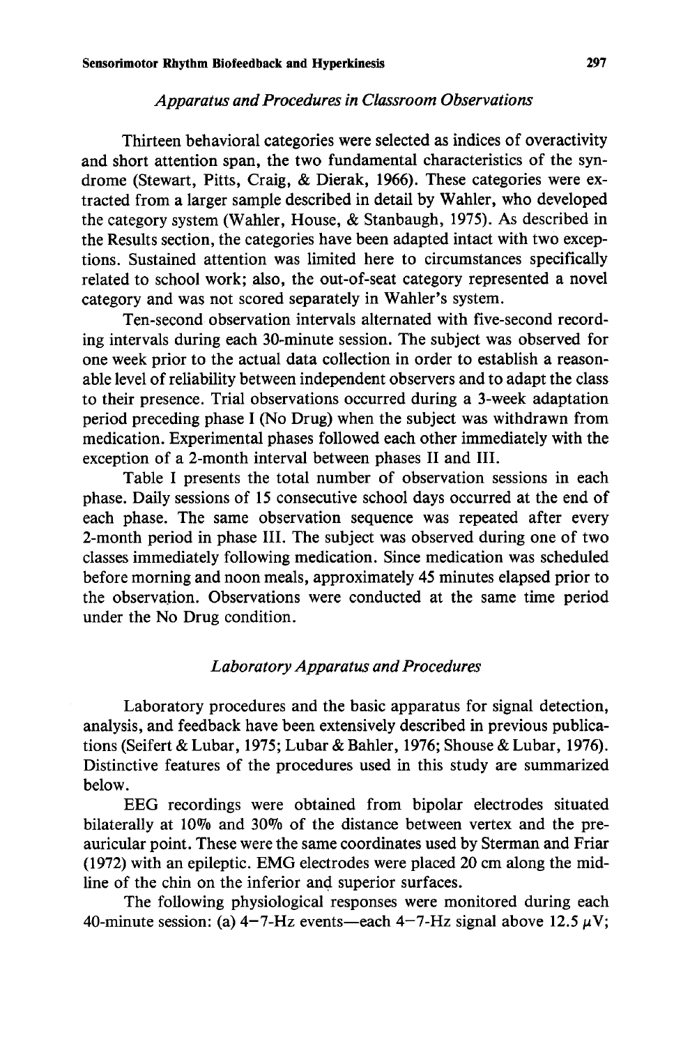### *Apparatus and Procedures in Classroom Observations*

Thirteen behavioral categories were selected as indices of overactivity and short attention span, the two fundamental characteristics of the syndrome (Stewart, Pitts, Craig, & Dierak, 1966). These categories were extracted from a larger sample described in detail by Wahler, who developed the category system (Wahler, House, & Stanbaugh, 1975). As described in the Results section, the categories have been adapted intact with two exceptions. Sustained attention was limited here to circumstances specifically related to school work; also, the out-of-seat category represented a novel category and was not scored separately in Wahler's system.

Ten-second observation intervals alternated with five-second recording intervals during each 30-minute session. The subject was observed for one week prior to the actual data collection in order to establish a reasonable level of reliability between independent observers and to adapt the class to their presence. Trial observations occurred during a 3-week adaptation period preceding phase I (No Drug) when the subject was withdrawn from medication. Experimental phases followed each other immediately with the exception of a 2-month interval between phases II and III.

Table I presents the total number of observation sessions in each phase. Daily sessions of 15 consecutive school days occurred at the end of each phase. The same observation sequence was repeated after every 2-month period in phase III. The subject was observed during one of two classes immediately following medication. Since medication was scheduled before morning and noon meals, approximately 45 minutes elapsed prior to the observation. Observations were conducted at the same time period under the No Drug condition.

### *Laboratory Apparatus and Procedures*

Laboratory procedures and the basic apparatus for signal detection, analysis, and feedback have been extensively described in previous publications (Seifert & Lubar, 1975; Lubar & Bahler, 1976; Shouse & Lubar, 1976). Distinctive features of the procedures used in this study are summarized below.

EEG recordings were obtained from bipolar electrodes situated bilaterally at 10% and 30% of the distance between vertex and the preauricular point. These were the same coordinates used by Sterman and Friar (1972) with an epileptic. EMG electrodes were placed 20 cm along the midline of the chin on the inferior and superior surfaces.

The following physiological responses were monitored during each 40-minute session: (a) 4–7-Hz events—each 4–7-Hz signal above 12.5 $\mu$V;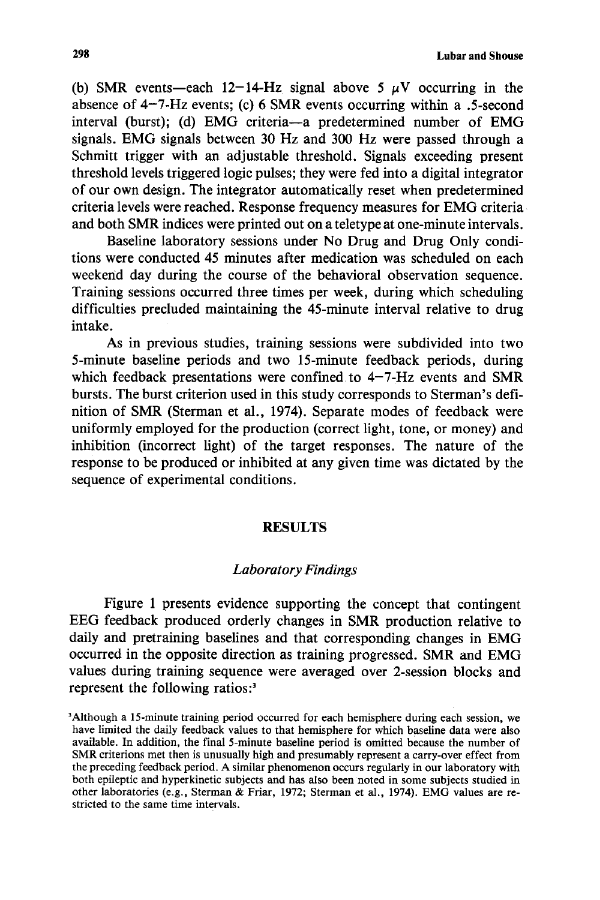(b) SMR events—each 12–14-Hz signal above 5 μV occurring in the absence of 4–7-Hz events; (c) 6 SMR events occurring within a .5-second interval (burst); (d) EMG criteria—a predetermined number of EMG signals. EMG signals between 30 Hz and 300 Hz were passed through a Schmitt trigger with an adjustable threshold. Signals exceeding present threshold levels triggered logic pulses; they were fed into a digital integrator of our own design. The integrator automatically reset when predetermined criteria levels were reached. Response frequency measures for EMG criteria and both SMR indices were printed out on a teletype at one-minute intervals.

Baseline laboratory sessions under No Drug and Drug Only conditions were conducted 45 minutes after medication was scheduled on each weekend day during the course of the behavioral observation sequence. Training sessions occurred three times per week, during which scheduling difficulties precluded maintaining the 45-minute interval relative to drug intake.

As in previous studies, training sessions were subdivided into two 5-minute baseline periods and two 15-minute feedback periods, during which feedback presentations were confined to 4–7-Hz events and SMR bursts. The burst criterion used in this study corresponds to Sterman's definition of SMR (Sterman et al., 1974). Separate modes of feedback were uniformly employed for the production (correct light, tone, or money) and inhibition (incorrect light) of the target responses. The nature of the response to be produced or inhibited at any given time was dictated by the sequence of experimental conditions.

## RESULTS

### *Laboratory Findings*

Figure 1 presents evidence supporting the concept that contingent EEG feedback produced orderly changes in SMR production relative to daily and pretraining baselines and that corresponding changes in EMG occurred in the opposite direction as training progressed. SMR and EMG values during training sequence were averaged over 2-session blocks and represent the following ratios:[3]

[3]Although a 15-minute training period occurred for each hemisphere during each session, we have limited the daily feedback values to that hemisphere for which baseline data were also available. In addition, the final 5-minute baseline period is omitted because the number of SMR criterions met then is unusually high and presumably represent a carry-over effect from the preceding feedback period. A similar phenomenon occurs regularly in our laboratory with both epileptic and hyperkinetic subjects and has also been noted in some subjects studied in other laboratories (e.g., Sterman & Friar, 1972; Sterman et al., 1974). EMG values are restricted to the same time intervals.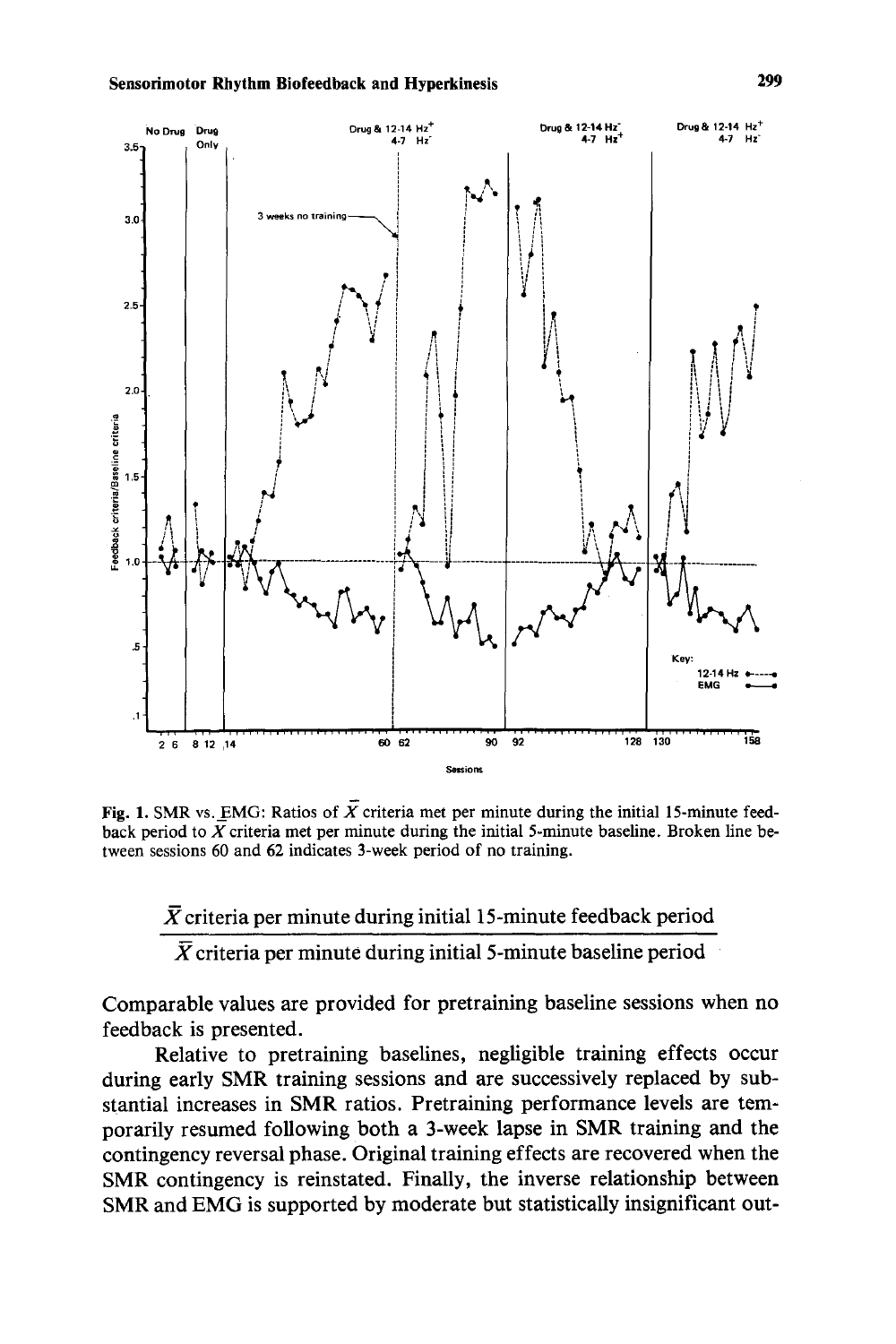Fig. 1. SMR vs. EMG: Ratios of $\bar{X}$ criteria met per minute during the initial 15-minute feedback period to $\bar{X}$ criteria met per minute during the initial 5-minute baseline. Broken line between sessions 60 and 62 indicates 3-week period of no training.

$$\frac{\bar{X} \text{ criteria per minute during initial 15-minute feedback period}}{\bar{X} \text{ criteria per minute during initial 5-minute baseline period}}$$

Comparable values are provided for pretraining baseline sessions when no feedback is presented.

Relative to pretraining baselines, negligible training effects occur during early SMR training sessions and are successively replaced by substantial increases in SMR ratios. Pretraining performance levels are temporarily resumed following both a 3-week lapse in SMR training and the contingency reversal phase. Original training effects are recovered when the SMR contingency is reinstated. Finally, the inverse relationship between SMR and EMG is supported by moderate but statistically insignificant out-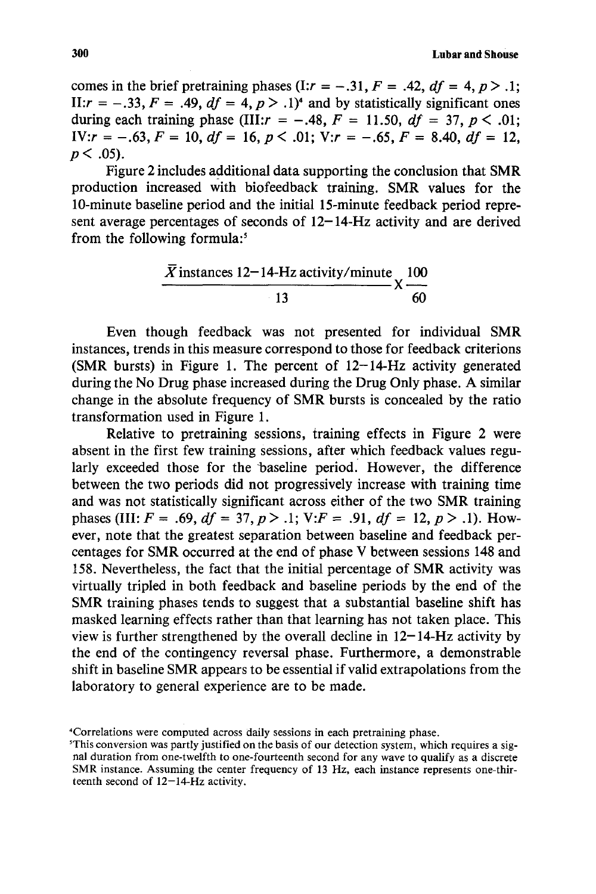comes in the brief pretraining phases (I: $r = -.31, F = .42, df = 4, p > .1$; II: $r = -.33, F = .49, df = 4, p > .1$)[4] and by statistically significant ones during each training phase (III: $r = -.48, F = 11.50, df = 37, p < .01$; IV: $r = -.63, F = 10, df = 16, p < .01$; V: $r = -.65, F = 8.40, df = 12, p < .05$).

Figure 2 includes additional data supporting the conclusion that SMR production increased with biofeedback training. SMR values for the 10-minute baseline period and the initial 15-minute feedback period represent average percentages of seconds of 12–14-Hz activity and are derived from the following formula:[5]

$$\frac{\bar{X}\text{ instances 12–14-Hz activity/minute}}{13} \times \frac{100}{60}$$

Even though feedback was not presented for individual SMR instances, trends in this measure correspond to those for feedback criterions (SMR bursts) in Figure 1. The percent of 12–14-Hz activity generated during the No Drug phase increased during the Drug Only phase. A similar change in the absolute frequency of SMR bursts is concealed by the ratio transformation used in Figure 1.

Relative to pretraining sessions, training effects in Figure 2 were absent in the first few training sessions, after which feedback values regularly exceeded those for the baseline period. However, the difference between the two periods did not progressively increase with training time and was not statistically significant across either of the two SMR training phases (III: $F = .69, df = 37, p > .1$; V: $F = .91, df = 12, p > .1$). However, note that the greatest separation between baseline and feedback percentages for SMR occurred at the end of phase V between sessions 148 and 158. Nevertheless, the fact that the initial percentage of SMR activity was virtually tripled in both feedback and baseline periods by the end of the SMR training phases tends to suggest that a substantial baseline shift has masked learning effects rather than that learning has not taken place. This view is further strengthened by the overall decline in 12–14-Hz activity by the end of the contingency reversal phase. Furthermore, a demonstrable shift in baseline SMR appears to be essential if valid extrapolations from the laboratory to general experience are to be made.

[4]Correlations were computed across daily sessions in each pretraining phase.

[5]This conversion was partly justified on the basis of our detection system, which requires a signal duration from one-twelfth to one-fourteenth second for any wave to qualify as a discrete SMR instance. Assuming the center frequency of 13 Hz, each instance represents one-thirteenth second of 12–14-Hz activity.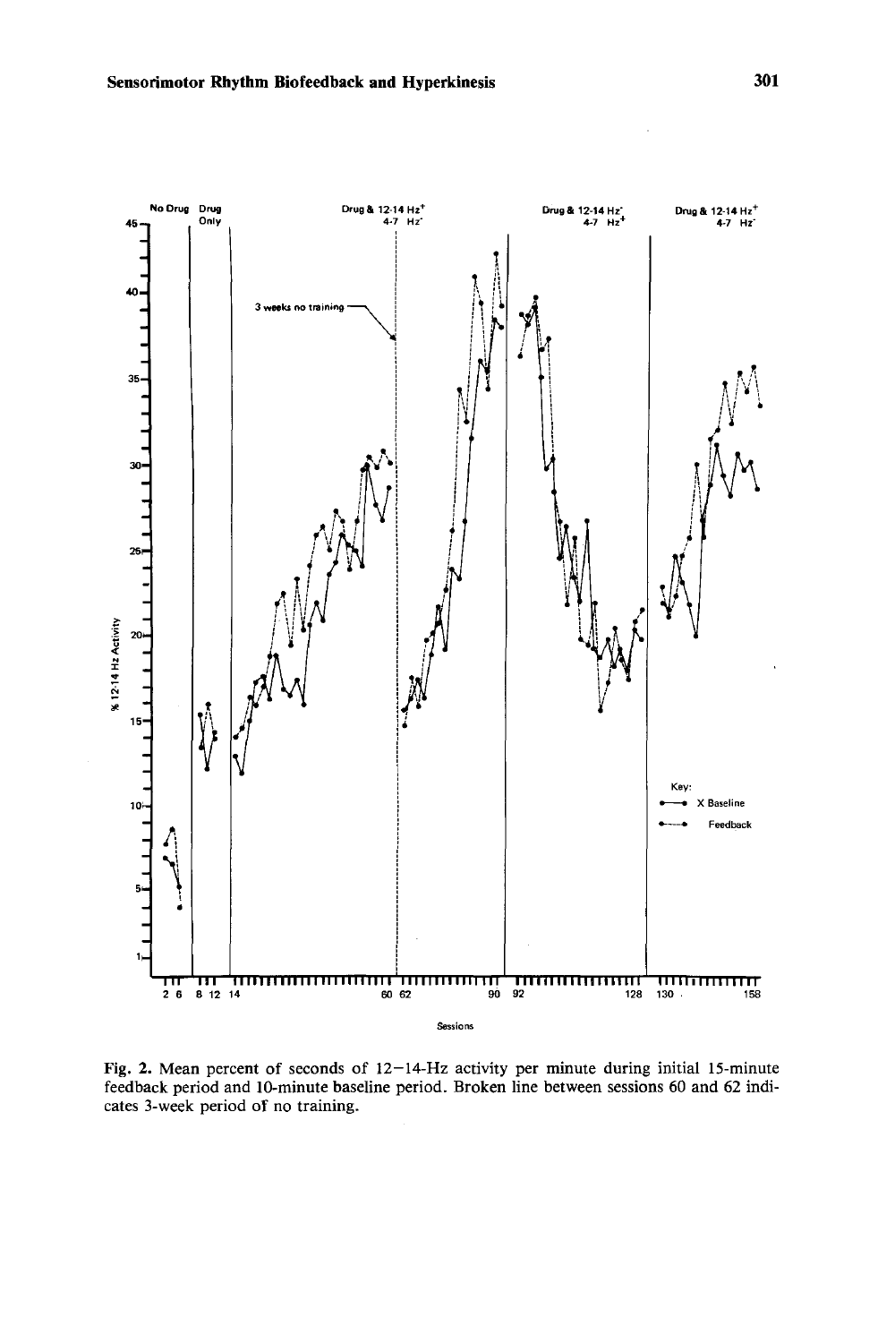Fig. 2. Mean percent of seconds of 12–14-Hz activity per minute during initial 15-minute feedback period and 10-minute baseline period. Broken line between sessions 60 and 62 indicates 3-week period of no training.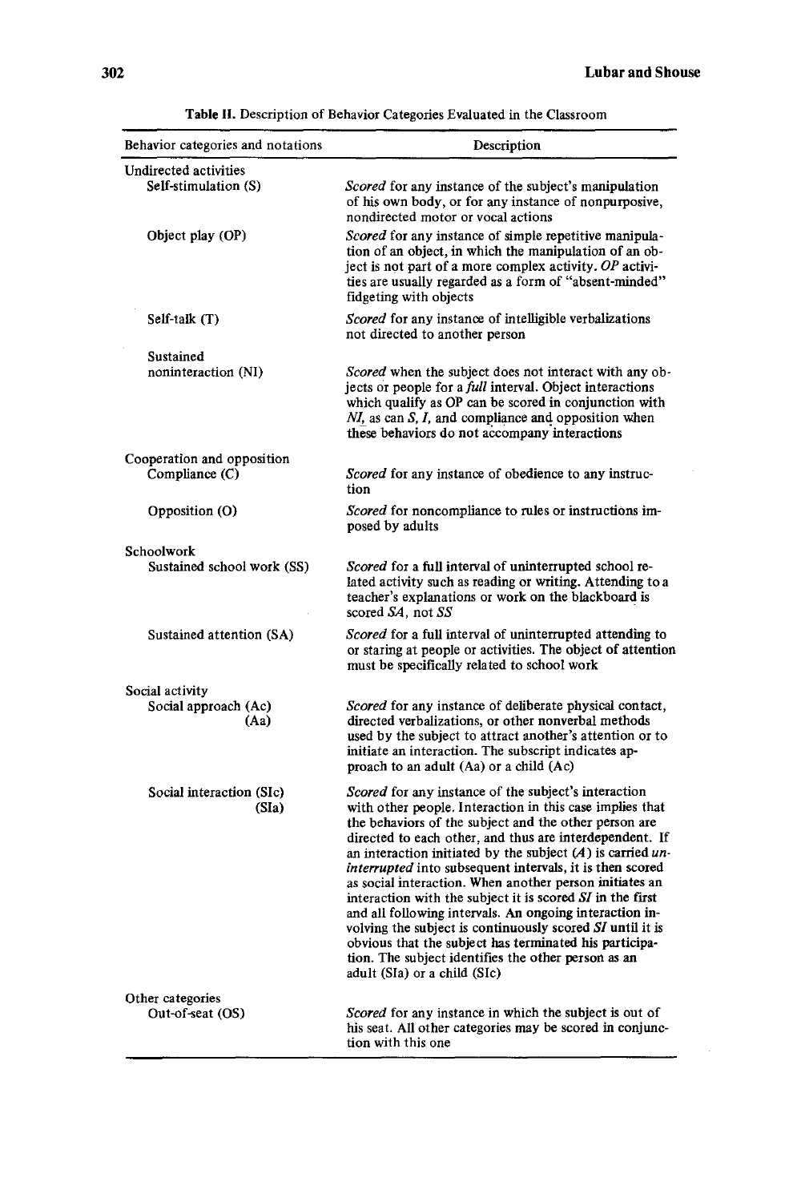Table II. Description of Behavior Categories Evaluated in the Classroom

| Behavior categories and notations | Description |
|---|---|
| **Undirected activities** | |
| Self-stimulation (S) | *Scored* for any instance of the subject's manipulation of his own body, or for any instance of nonpurposive, nondirected motor or vocal actions |
| Object play (OP) | *Scored* for any instance of simple repetitive manipulation of an object, in which the manipulation of an object is not part of a more complex activity. *OP* activities are usually regarded as a form of "absent-minded" fidgeting with objects |
| Self-talk (T) | *Scored* for any instance of intelligible verbalizations not directed to another person |
| Sustained noninteraction (NI) | *Scored* when the subject does not interact with any objects or people for a *full* interval. Object interactions which qualify as OP can be scored in conjunction with *NI*, as can *S*, *I*, and compliance and opposition when these behaviors do not accompany interactions |
| **Cooperation and opposition** | |
| Compliance (C) | *Scored* for any instance of obedience to any instruction |
| Opposition (O) | *Scored* for noncompliance to rules or instructions imposed by adults |
| **Schoolwork** | |
| Sustained school work (SS) | *Scored* for a full interval of uninterrupted school related activity such as reading or writing. Attending to a teacher's explanations or work on the blackboard is scored *SA*, not *SS* |
| Sustained attention (SA) | *Scored* for a full interval of uninterrupted attending to or staring at people or activities. The object of attention must be specifically related to school work |
| **Social activity** | |
| Social approach (Ac) (Aa) | *Scored* for any instance of deliberate physical contact, directed verbalizations, or other nonverbal methods used by the subject to attract another's attention or to initiate an interaction. The subscript indicates approach to an adult (Aa) or a child (Ac) |
| Social interaction (SIc) (SIa) | *Scored* for any instance of the subject's interaction with other people. Interaction in this case implies that the behaviors of the subject and the other person are directed to each other, and thus are interdependent. If an interaction initiated by the subject (*A*) is carried *uninterrupted* into subsequent intervals, it is then scored as social interaction. When another person initiates an interaction with the subject it is scored *SI* in the first and all following intervals. An ongoing interaction involving the subject is continuously scored *SI* until it is obvious that the subject has terminated his participation. The subject identifies the other person as an adult (SIa) or a child (SIc) |
| **Other categories** | |
| Out-of-seat (OS) | *Scored* for any instance in which the subject is out of his seat. All other categories may be scored in conjunction with this one |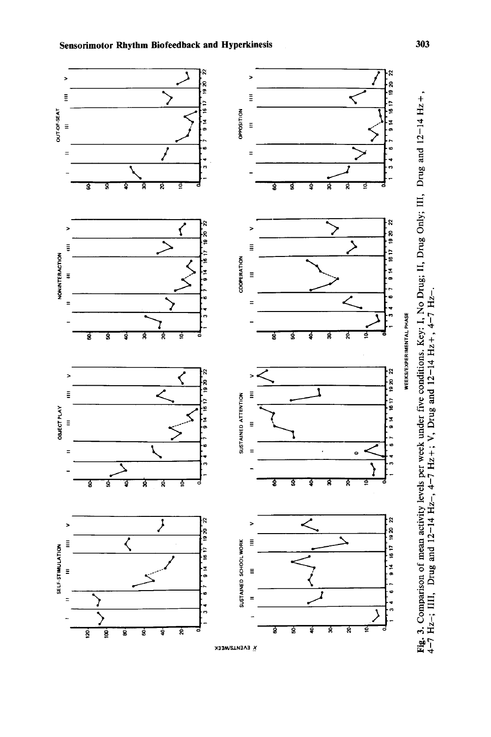**Fig. 3.** Comparison of mean activity levels per week under five conditions. Key: I, No Drug; II, Drug Only; III, Drug and 12–14 Hz+, 4–7 Hz–; IIII, Drug and 12–14 Hz–, 4–7 Hz+; V, Drug and 12–14 Hz+, 4–7 Hz–.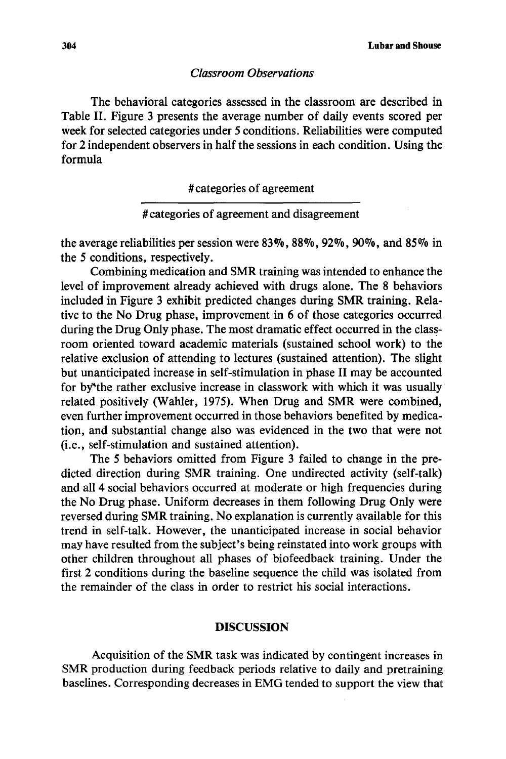### *Classroom Observations*

The behavioral categories assessed in the classroom are described in Table II. Figure 3 presents the average number of daily events scored per week for selected categories under 5 conditions. Reliabilities were computed for 2 independent observers in half the sessions in each condition. Using the formula

$$\frac{\text{\# categories of agreement}}{\text{\# categories of agreement and disagreement}}$$

the average reliabilities per session were 83%, 88%, 92%, 90%, and 85% in the 5 conditions, respectively.

Combining medication and SMR training was intended to enhance the level of improvement already achieved with drugs alone. The 8 behaviors included in Figure 3 exhibit predicted changes during SMR training. Relative to the No Drug phase, improvement in 6 of those categories occurred during the Drug Only phase. The most dramatic effect occurred in the classroom oriented toward academic materials (sustained school work) to the relative exclusion of attending to lectures (sustained attention). The slight but unanticipated increase in self-stimulation in phase II may be accounted for by the rather exclusive increase in classwork with which it was usually related positively (Wahler, 1975). When Drug and SMR were combined, even further improvement occurred in those behaviors benefited by medication, and substantial change also was evidenced in the two that were not (i.e., self-stimulation and sustained attention).

The 5 behaviors omitted from Figure 3 failed to change in the predicted direction during SMR training. One undirected activity (self-talk) and all 4 social behaviors occurred at moderate or high frequencies during the No Drug phase. Uniform decreases in them following Drug Only were reversed during SMR training. No explanation is currently available for this trend in self-talk. However, the unanticipated increase in social behavior may have resulted from the subject's being reinstated into work groups with other children throughout all phases of biofeedback training. Under the first 2 conditions during the baseline sequence the child was isolated from the remainder of the class in order to restrict his social interactions.

## DISCUSSION

Acquisition of the SMR task was indicated by contingent increases in SMR production during feedback periods relative to daily and pretraining baselines. Corresponding decreases in EMG tended to support the view that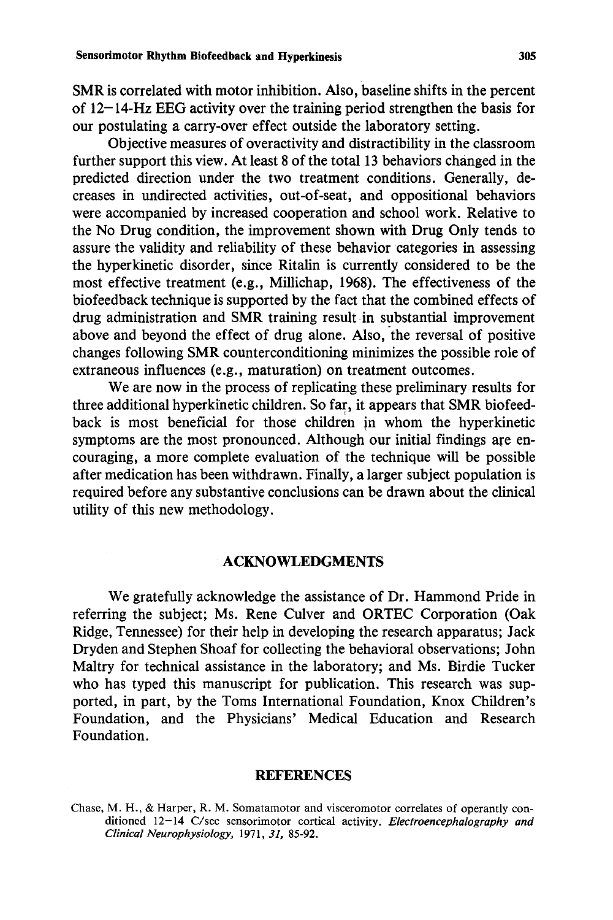SMR is correlated with motor inhibition. Also, baseline shifts in the percent of 12–14-Hz EEG activity over the training period strengthen the basis for our postulating a carry-over effect outside the laboratory setting.

Objective measures of overactivity and distractibility in the classroom further support this view. At least 8 of the total 13 behaviors changed in the predicted direction under the two treatment conditions. Generally, decreases in undirected activities, out-of-seat, and oppositional behaviors were accompanied by increased cooperation and school work. Relative to the No Drug condition, the improvement shown with Drug Only tends to assure the validity and reliability of these behavior categories in assessing the hyperkinetic disorder, since Ritalin is currently considered to be the most effective treatment (e.g., Millichap, 1968). The effectiveness of the biofeedback technique is supported by the fact that the combined effects of drug administration and SMR training result in substantial improvement above and beyond the effect of drug alone. Also, the reversal of positive changes following SMR counterconditioning minimizes the possible role of extraneous influences (e.g., maturation) on treatment outcomes.

We are now in the process of replicating these preliminary results for three additional hyperkinetic children. So far, it appears that SMR biofeedback is most beneficial for those children in whom the hyperkinetic symptoms are the most pronounced. Although our initial findings are encouraging, a more complete evaluation of the technique will be possible after medication has been withdrawn. Finally, a larger subject population is required before any substantive conclusions can be drawn about the clinical utility of this new methodology.

## ACKNOWLEDGMENTS

We gratefully acknowledge the assistance of Dr. Hammond Pride in referring the subject; Ms. Rene Culver and ORTEC Corporation (Oak Ridge, Tennessee) for their help in developing the research apparatus; Jack Dryden and Stephen Shoaf for collecting the behavioral observations; John Maltry for technical assistance in the laboratory; and Ms. Birdie Tucker who has typed this manuscript for publication. This research was supported, in part, by the Toms International Foundation, Knox Children's Foundation, and the Physicians' Medical Education and Research Foundation.

## REFERENCES

Chase, M. H., & Harper, R. M. Somatamotor and visceromotor correlates of operantly conditioned 12–14 C/sec sensorimotor cortical activity. *Electroencephalography and Clinical Neurophysiology,* 1971, *31,* 85-92.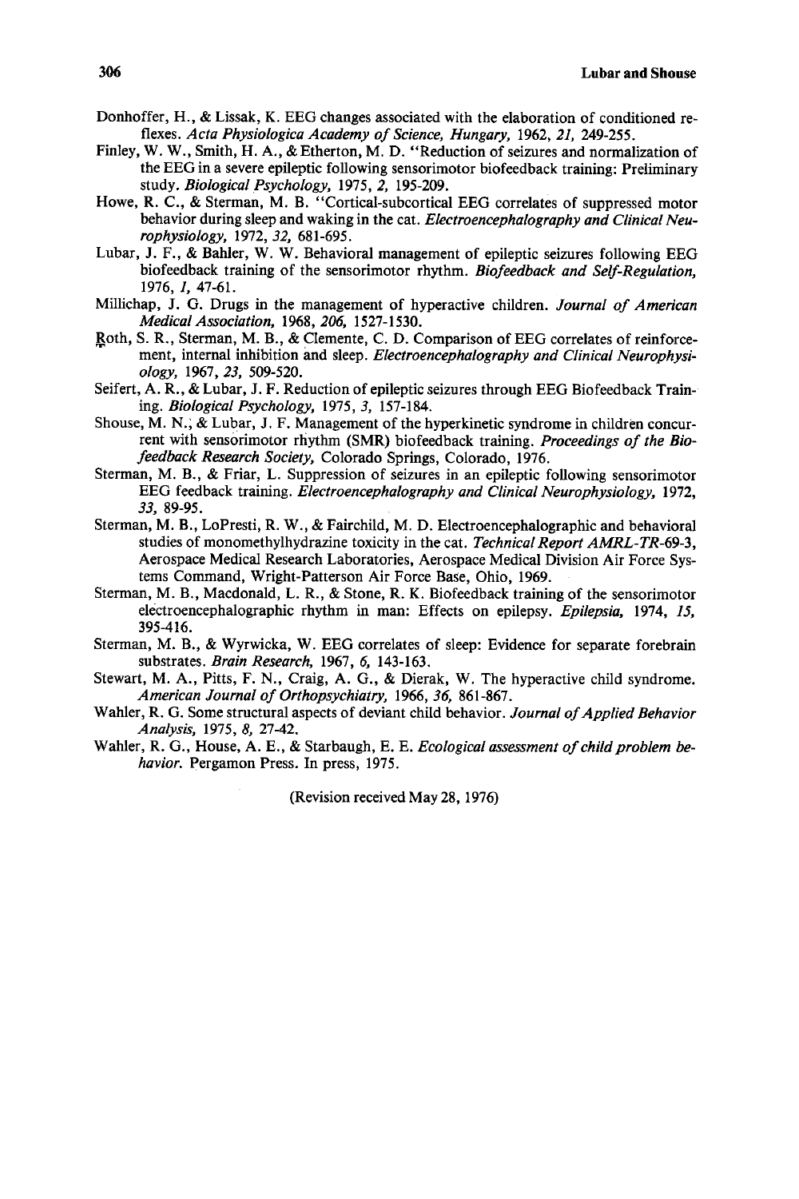Donhoffer, H., & Lissak, K. EEG changes associated with the elaboration of conditioned reflexes. *Acta Physiologica Academy of Science, Hungary,* 1962, *21,* 249-255.

Finley, W. W., Smith, H. A., & Etherton, M. D. "Reduction of seizures and normalization of the EEG in a severe epileptic following sensorimotor biofeedback training: Preliminary study. *Biological Psychology,* 1975, *2,* 195-209.

Howe, R. C., & Sterman, M. B. "Cortical-subcortical EEG correlates of suppressed motor behavior during sleep and waking in the cat. *Electroencephalography and Clinical Neurophysiology,* 1972, *32,* 681-695.

Lubar, J. F., & Bahler, W. W. Behavioral management of epileptic seizures following EEG biofeedback training of the sensorimotor rhythm. *Biofeedback and Self-Regulation,* 1976, *1,* 47-61.

Millichap, J. G. Drugs in the management of hyperactive children. *Journal of American Medical Association,* 1968, *206,* 1527-1530.

Roth, S. R., Sterman, M. B., & Clemente, C. D. Comparison of EEG correlates of reinforcement, internal inhibition and sleep. *Electroencephalography and Clinical Neurophysiology,* 1967, *23,* 509-520.

Seifert, A. R., & Lubar, J. F. Reduction of epileptic seizures through EEG Biofeedback Training. *Biological Psychology,* 1975, *3,* 157-184.

Shouse, M. N., & Lubar, J. F. Management of the hyperkinetic syndrome in children concurrent with sensorimotor rhythm (SMR) biofeedback training. *Proceedings of the Biofeedback Research Society,* Colorado Springs, Colorado, 1976.

Sterman, M. B., & Friar, L. Suppression of seizures in an epileptic following sensorimotor EEG feedback training. *Electroencephalography and Clinical Neurophysiology,* 1972, *33,* 89-95.

Sterman, M. B., LoPresti, R. W., & Fairchild, M. D. Electroencephalographic and behavioral studies of monomethylhydrazine toxicity in the cat. *Technical Report AMRL-TR*-69-3, Aerospace Medical Research Laboratories, Aerospace Medical Division Air Force Systems Command, Wright-Patterson Air Force Base, Ohio, 1969.

Sterman, M. B., Macdonald, L. R., & Stone, R. K. Biofeedback training of the sensorimotor electroencephalographic rhythm in man: Effects on epilepsy. *Epilepsia,* 1974, *15,* 395-416.

Sterman, M. B., & Wyrwicka, W. EEG correlates of sleep: Evidence for separate forebrain substrates. *Brain Research,* 1967, *6,* 143-163.

Stewart, M. A., Pitts, F. N., Craig, A. G., & Dierak, W. The hyperactive child syndrome. *American Journal of Orthopsychiatry,* 1966, *36,* 861-867.

Wahler, R. G. Some structural aspects of deviant child behavior. *Journal of Applied Behavior Analysis,* 1975, *8,* 27-42.

Wahler, R. G., House, A. E., & Starbaugh, E. E. *Ecological assessment of child problem behavior.* Pergamon Press. In press, 1975.

(Revision received May 28, 1976)